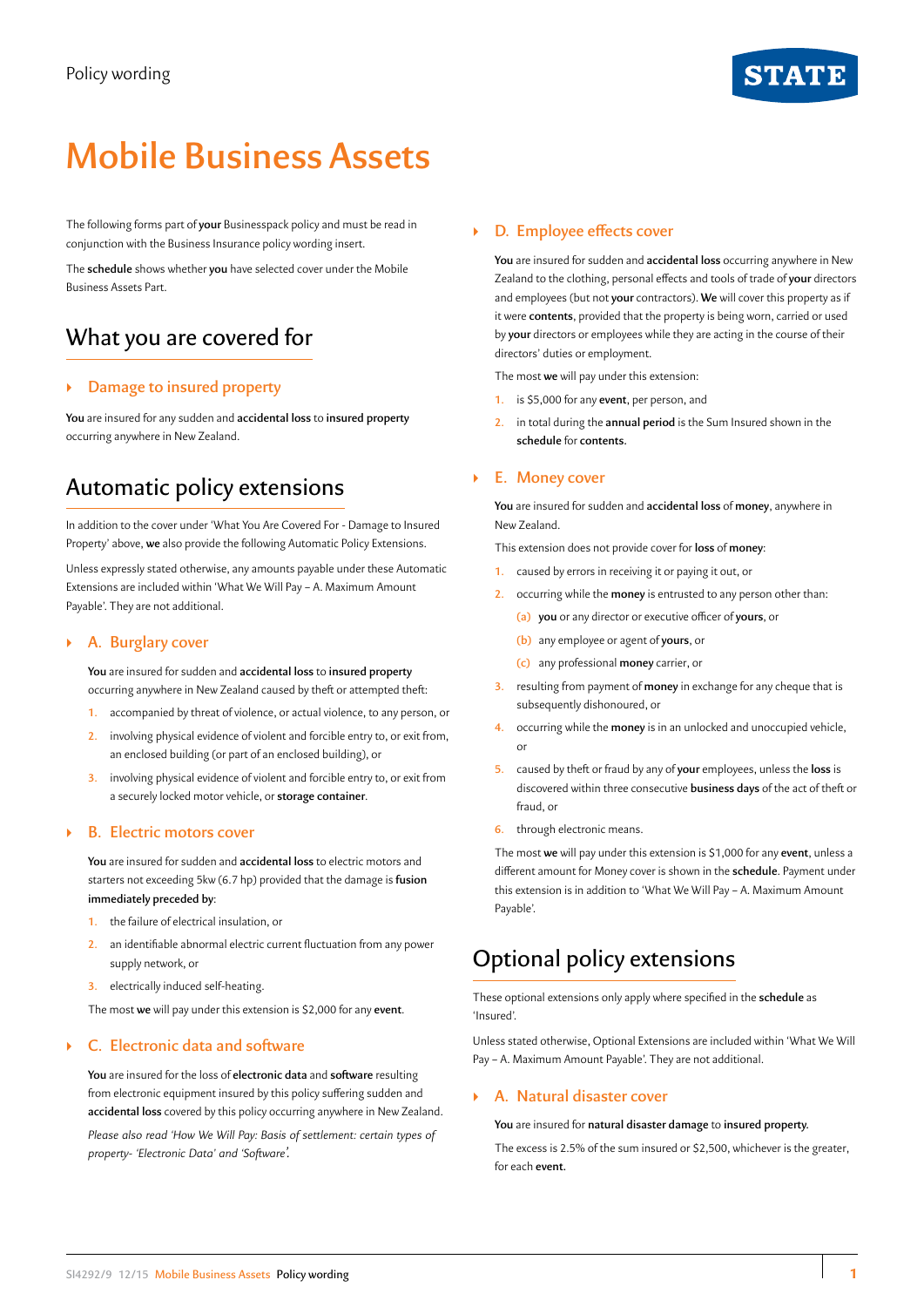Policy wording

# Mobile Business Assets

The following forms part of **your** Businesspack policy and must be read in conjunction with the Business Insurance policy wording insert.

The **schedule** shows whether **you** have selected cover under the Mobile Business Assets Part.

## What you are covered for

### Damage to insured property

**You** are insured for any sudden and **accidental loss** to **insured property** occurring anywhere in New Zealand.

## Automatic policy extensions

In addition to the cover under 'What You Are Covered For - Damage to Insured Property' above, **we** also provide the following Automatic Policy Extensions.

Unless expressly stated otherwise, any amounts payable under these Automatic Extensions are included within 'What We Will Pay – A. Maximum Amount Payable'. They are not additional.

### A. Burglary cover

**You** are insured for sudden and **accidental loss** to **insured property** occurring anywhere in New Zealand caused by theft or attempted theft:

1. accompanied by threat of violence, or actual violence, to any person, or
2. involving physical evidence of violent and forcible entry to, or exit from, an enclosed building (or part of an enclosed building), or
3. involving physical evidence of violent and forcible entry to, or exit from a securely locked motor vehicle, or **storage container**.

### B. Electric motors cover

**You** are insured for sudden and **accidental loss** to electric motors and starters not exceeding 5kw (6.7 hp) provided that the damage is **fusion immediately preceded by**:

1. the failure of electrical insulation, or
2. an identifiable abnormal electric current fluctuation from any power supply network, or
3. electrically induced self-heating.

The most **we** will pay under this extension is $2,000 for any **event**.

### C. Electronic data and software

**You** are insured for the loss of **electronic data** and **software** resulting from electronic equipment insured by this policy suffering sudden and **accidental loss** covered by this policy occurring anywhere in New Zealand.

*Please also read 'How We Will Pay: Basis of settlement: certain types of property- 'Electronic Data' and 'Software'.*

### D. Employee effects cover

**You** are insured for sudden and **accidental loss** occurring anywhere in New Zealand to the clothing, personal effects and tools of trade of **your** directors and employees (but not **your** contractors). **We** will cover this property as if it were **contents**, provided that the property is being worn, carried or used by **your** directors or employees while they are acting in the course of their directors' duties or employment.

The most **we** will pay under this extension:

1. is $5,000 for any **event**, per person, and
2. in total during the **annual period** is the Sum Insured shown in the **schedule** for **contents**.

### E. Money cover

**You** are insured for sudden and **accidental loss** of **money**, anywhere in New Zealand.

This extension does not provide cover for **loss** of **money**:

1. caused by errors in receiving it or paying it out, or
2. occurring while the **money** is entrusted to any person other than:
   (a) **you** or any director or executive officer of **yours**, or
   (b) any employee or agent of **yours**, or
   (c) any professional **money** carrier, or
3. resulting from payment of **money** in exchange for any cheque that is subsequently dishonoured, or
4. occurring while the **money** is in an unlocked and unoccupied vehicle, or
5. caused by theft or fraud by any of **your** employees, unless the **loss** is discovered within three consecutive **business days** of the act of theft or fraud, or
6. through electronic means.

The most **we** will pay under this extension is $1,000 for any **event**, unless a different amount for Money cover is shown in the **schedule**. Payment under this extension is in addition to 'What We Will Pay – A. Maximum Amount Payable'.

## Optional policy extensions

These optional extensions only apply where specified in the **schedule** as 'Insured'.

Unless stated otherwise, Optional Extensions are included within 'What We Will Pay – A. Maximum Amount Payable'. They are not additional.

### A. Natural disaster cover

**You** are insured for **natural disaster damage** to **insured property**.

The excess is 2.5% of the sum insured or $2,500, whichever is the greater, for each **event**.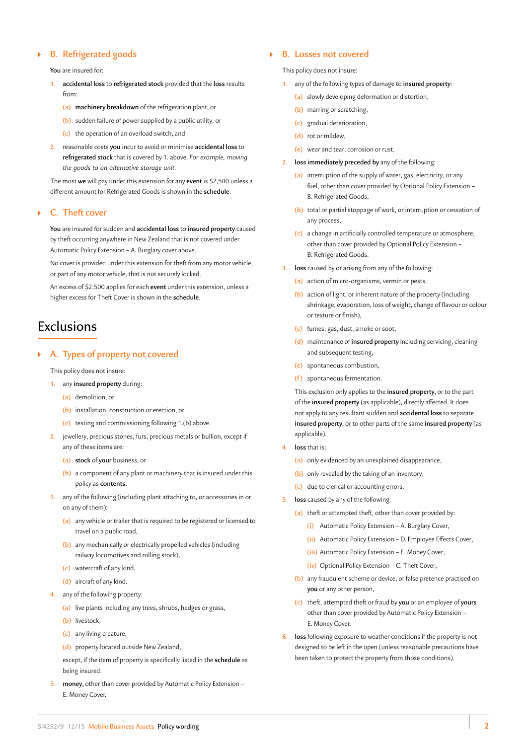### B. Refrigerated goods

**You** are insured for:

1. **accidental loss** to **refrigerated stock** provided that the **loss** results from:
   (a) **machinery breakdown** of the refrigeration plant, or
   (b) sudden failure of power supplied by a public utility, or
   (c) the operation of an overload switch, and
2. reasonable costs **you** incur to avoid or minimise **accidental loss** to **refrigerated stock** that is covered by 1. above. *For example, moving the goods to an alternative storage unit.*

The most **we** will pay under this extension for any **event** is $2,500 unless a different amount for Refrigerated Goods is shown in the **schedule**.

### C. Theft cover

**You** are insured for sudden and **accidental loss** to **insured property** caused by theft occurring anywhere in New Zealand that is not covered under Automatic Policy Extension – A. Burglary cover above.

No cover is provided under this extension for theft from any motor vehicle, or part of any motor vehicle, that is not securely locked.

An excess of $2,500 applies for each **event** under this extension, unless a higher excess for Theft Cover is shown in the **schedule**.

## Exclusions

### A. Types of property not covered

This policy does not insure:

1. any **insured property** during:
   (a) demolition, or
   (b) installation, construction or erection, or
   (c) testing and commissioning following 1.(b) above.
2. jewellery, precious stones, furs, precious metals or bullion, except if any of these items are:
   (a) **stock** of **your** business, or
   (b) a component of any plant or machinery that is insured under this policy as **contents**.
3. any of the following (including plant attaching to, or accessories in or on any of them):
   (a) any vehicle or trailer that is required to be registered or licensed to travel on a public road,
   (b) any mechanically or electrically propelled vehicles (including railway locomotives and rolling stock),
   (c) watercraft of any kind,
   (d) aircraft of any kind.
4. any of the following property:
   (a) live plants including any trees, shrubs, hedges or grass,
   (b) livestock,
   (c) any living creature,
   (d) property located outside New Zealand,

   except, if the item of property is specifically listed in the **schedule** as being insured.
5. **money**, other than cover provided by Automatic Policy Extension – E. Money Cover.

### B. Losses not covered

This policy does not insure:

1. any of the following types of damage to **insured property**:
   (a) slowly developing deformation or distortion,
   (b) marring or scratching,
   (c) gradual deterioration,
   (d) rot or mildew,
   (e) wear and tear, corrosion or rust.
2. **loss immediately preceded by** any of the following:
   (a) interruption of the supply of water, gas, electricity, or any fuel, other than cover provided by Optional Policy Extension – B. Refrigerated Goods,
   (b) total or partial stoppage of work, or interruption or cessation of any process,
   (c) a change in artificially controlled temperature or atmosphere, other than cover provided by Optional Policy Extension – B. Refrigerated Goods.
3. **loss** caused by or arising from any of the following:
   (a) action of micro-organisms, vermin or pests,
   (b) action of light, or inherent nature of the property (including shrinkage, evaporation, loss of weight, change of flavour or colour or texture or finish),
   (c) fumes, gas, dust, smoke or soot,
   (d) maintenance of **insured property** including servicing, cleaning and subsequent testing,
   (e) spontaneous combustion,
   (f) spontaneous fermentation.

   This exclusion only applies to the **insured property**, or to the part of the **insured property** (as applicable), directly affected. It does not apply to any resultant sudden and **accidental loss** to separate **insured property**, or to other parts of the same **insured property** (as applicable).
4. **loss** that is:
   (a) only evidenced by an unexplained disappearance,
   (b) only revealed by the taking of an inventory,
   (c) due to clerical or accounting errors.
5. **loss** caused by any of the following:
   (a) theft or attempted theft, other than cover provided by:
      (i) Automatic Policy Extension – A. Burglary Cover,
      (ii) Automatic Policy Extension – D. Employee Effects Cover,
      (iii) Automatic Policy Extension – E. Money Cover,
      (iv) Optional Policy Extension – C. Theft Cover,
   (b) any fraudulent scheme or device, or false pretence practised on **you** or any other person,
   (c) theft, attempted theft or fraud by **you** or an employee of **yours** other than cover provided by Automatic Policy Extension – E. Money Cover.
6. **loss** following exposure to weather conditions if the property is not designed to be left in the open (unless reasonable precautions have been taken to protect the property from those conditions).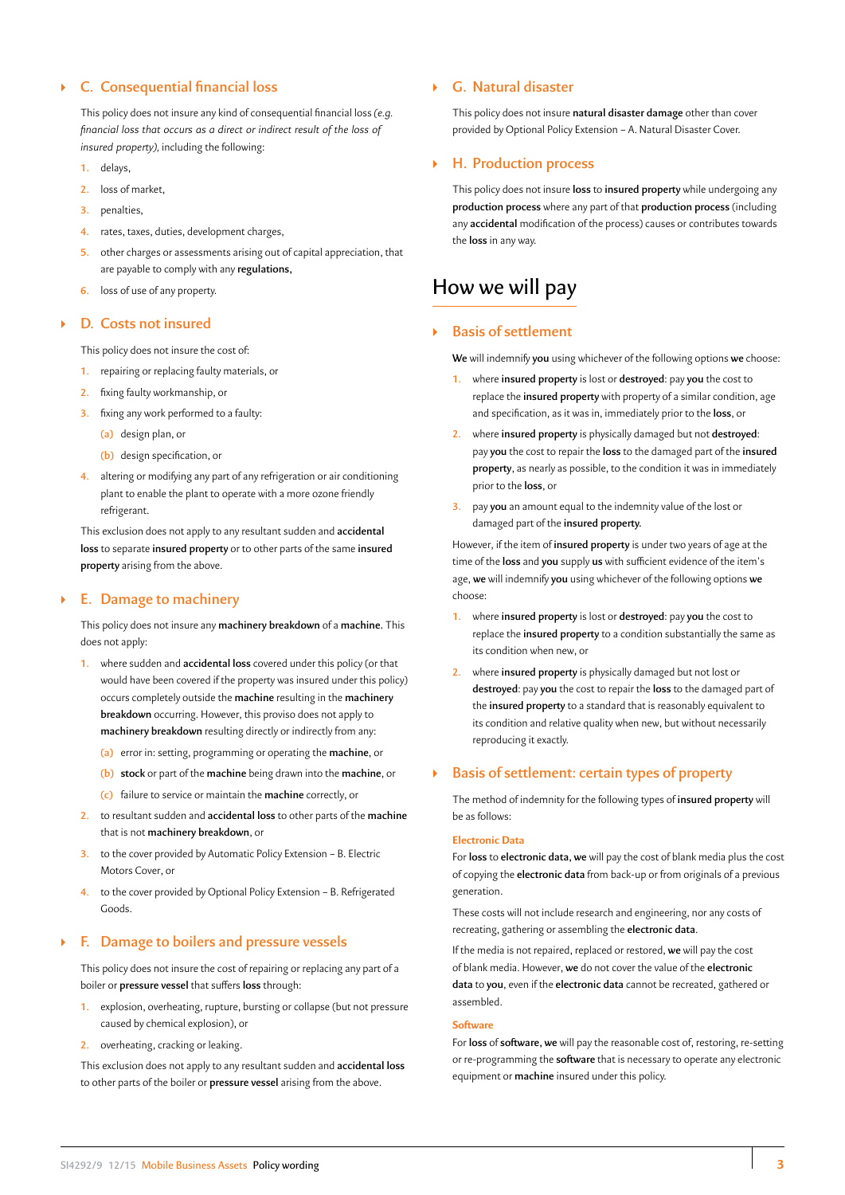### C. Consequential financial loss

This policy does not insure any kind of consequential financial loss *(e.g. financial loss that occurs as a direct or indirect result of the loss of insured property)*, including the following:

1. delays,
2. loss of market,
3. penalties,
4. rates, taxes, duties, development charges,
5. other charges or assessments arising out of capital appreciation, that are payable to comply with any **regulations**,
6. loss of use of any property.

### D. Costs not insured

This policy does not insure the cost of:

1. repairing or replacing faulty materials, or
2. fixing faulty workmanship, or
3. fixing any work performed to a faulty:
   (a) design plan, or
   (b) design specification, or
4. altering or modifying any part of any refrigeration or air conditioning plant to enable the plant to operate with a more ozone friendly refrigerant.

This exclusion does not apply to any resultant sudden and **accidental loss** to separate **insured property** or to other parts of the same **insured property** arising from the above.

### E. Damage to machinery

This policy does not insure any **machinery breakdown** of a **machine**. This does not apply:

1. where sudden and **accidental loss** covered under this policy (or that would have been covered if the property was insured under this policy) occurs completely outside the **machine** resulting in the **machinery breakdown** occurring. However, this proviso does not apply to **machinery breakdown** resulting directly or indirectly from any:
   (a) error in: setting, programming or operating the **machine**, or
   (b) **stock** or part of the **machine** being drawn into the **machine**, or
   (c) failure to service or maintain the **machine** correctly, or
2. to resultant sudden and **accidental loss** to other parts of the **machine** that is not **machinery breakdown**, or
3. to the cover provided by Automatic Policy Extension – B. Electric Motors Cover, or
4. to the cover provided by Optional Policy Extension – B. Refrigerated Goods.

### F. Damage to boilers and pressure vessels

This policy does not insure the cost of repairing or replacing any part of a boiler or **pressure vessel** that suffers **loss** through:

1. explosion, overheating, rupture, bursting or collapse (but not pressure caused by chemical explosion), or
2. overheating, cracking or leaking.

This exclusion does not apply to any resultant sudden and **accidental loss** to other parts of the boiler or **pressure vessel** arising from the above.

### G. Natural disaster

This policy does not insure **natural disaster damage** other than cover provided by Optional Policy Extension – A. Natural Disaster Cover.

### H. Production process

This policy does not insure **loss** to **insured property** while undergoing any **production process** where any part of that **production process** (including any **accidental** modification of the process) causes or contributes towards the **loss** in any way.

## How we will pay

### Basis of settlement

**We** will indemnify **you** using whichever of the following options **we** choose:

1. where **insured property** is lost or **destroyed**: pay **you** the cost to replace the **insured property** with property of a similar condition, age and specification, as it was in, immediately prior to the **loss**, or
2. where **insured property** is physically damaged but not **destroyed**: pay **you** the cost to repair the **loss** to the damaged part of the **insured property**, as nearly as possible, to the condition it was in immediately prior to the **loss**, or
3. pay **you** an amount equal to the indemnity value of the lost or damaged part of the **insured property**.

However, if the item of **insured property** is under two years of age at the time of the **loss** and **you** supply **us** with sufficient evidence of the item's age, **we** will indemnify **you** using whichever of the following options **we** choose:

1. where **insured property** is lost or **destroyed**: pay **you** the cost to replace the **insured property** to a condition substantially the same as its condition when new, or
2. where **insured property** is physically damaged but not lost or **destroyed**: pay **you** the cost to repair the **loss** to the damaged part of the **insured property** to a standard that is reasonably equivalent to its condition and relative quality when new, but without necessarily reproducing it exactly.

### Basis of settlement: certain types of property

The method of indemnity for the following types of **insured property** will be as follows:

#### Electronic Data

For **loss** to **electronic data**, **we** will pay the cost of blank media plus the cost of copying the **electronic data** from back-up or from originals of a previous generation.

These costs will not include research and engineering, nor any costs of recreating, gathering or assembling the **electronic data**.

If the media is not repaired, replaced or restored, **we** will pay the cost of blank media. However, **we** do not cover the value of the **electronic data** to **you**, even if the **electronic data** cannot be recreated, gathered or assembled.

#### Software

For **loss** of **software**, **we** will pay the reasonable cost of, restoring, re-setting or re-programming the **software** that is necessary to operate any electronic equipment or **machine** insured under this policy.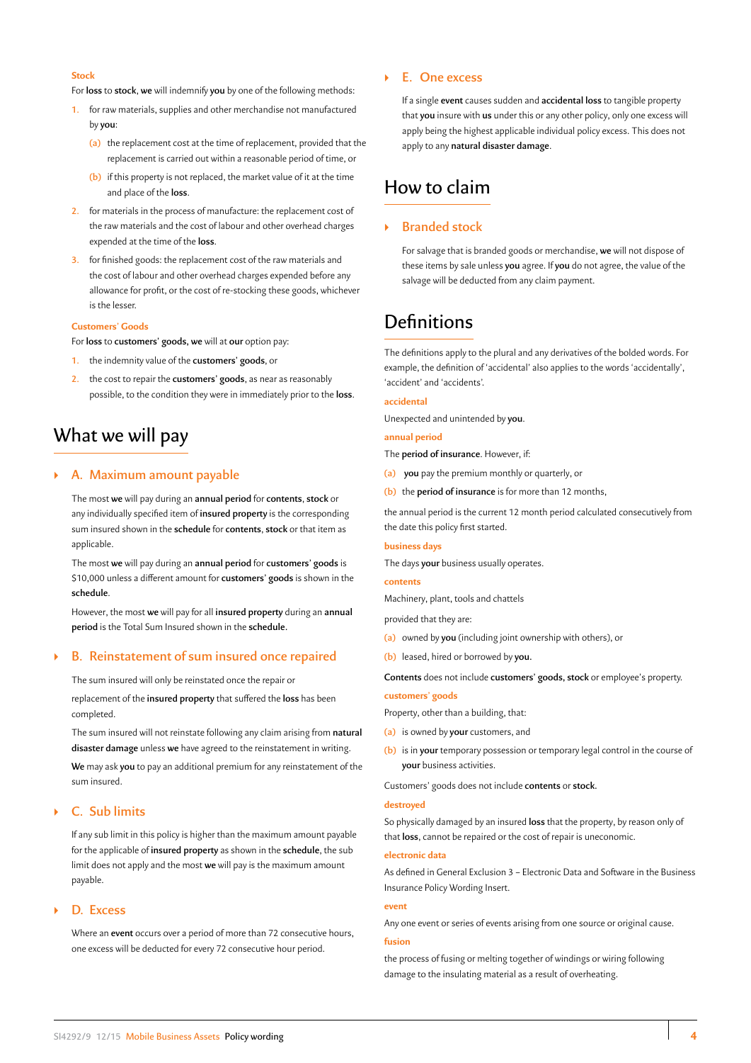### Stock

For **loss** to **stock**, **we** will indemnify **you** by one of the following methods:

1. for raw materials, supplies and other merchandise not manufactured by **you**:
   (a) the replacement cost at the time of replacement, provided that the replacement is carried out within a reasonable period of time, or
   (b) if this property is not replaced, the market value of it at the time and place of the **loss**.
2. for materials in the process of manufacture: the replacement cost of the raw materials and the cost of labour and other overhead charges expended at the time of the **loss**.
3. for finished goods: the replacement cost of the raw materials and the cost of labour and other overhead charges expended before any allowance for profit, or the cost of re-stocking these goods, whichever is the lesser.

### Customers' Goods

For **loss** to **customers' goods, we** will at **our** option pay:

1. the indemnity value of the **customers' goods**, or
2. the cost to repair the **customers' goods**, as near as reasonably possible, to the condition they were in immediately prior to the **loss**.

## What we will pay

### A. Maximum amount payable

The most **we** will pay during an **annual period** for **contents**, **stock** or any individually specified item of **insured property** is the corresponding sum insured shown in the **schedule** for **contents**, **stock** or that item as applicable.

The most **we** will pay during an **annual period** for **customers' goods** is $10,000 unless a different amount for **customers' goods** is shown in the **schedule**.

However, the most **we** will pay for all **insured property** during an **annual period** is the Total Sum Insured shown in the **schedule.**

### B. Reinstatement of sum insured once repaired

The sum insured will only be reinstated once the repair or replacement of the **insured property** that suffered the **loss** has been completed.

The sum insured will not reinstate following any claim arising from **natural disaster damage** unless **we** have agreed to the reinstatement in writing.

**We** may ask **you** to pay an additional premium for any reinstatement of the sum insured.

### C. Sub limits

If any sub limit in this policy is higher than the maximum amount payable for the applicable of **insured property** as shown in the **schedule**, the sub limit does not apply and the most **we** will pay is the maximum amount payable.

### D. Excess

Where an **event** occurs over a period of more than 72 consecutive hours, one excess will be deducted for every 72 consecutive hour period.

### E. One excess

If a single **event** causes sudden and **accidental loss** to tangible property that **you** insure with **us** under this or any other policy, only one excess will apply being the highest applicable individual policy excess. This does not apply to any **natural disaster damage**.

## How to claim

### Branded stock

For salvage that is branded goods or merchandise, **we** will not dispose of these items by sale unless **you** agree. If **you** do not agree, the value of the salvage will be deducted from any claim payment.

## Definitions

The definitions apply to the plural and any derivatives of the bolded words. For example, the definition of 'accidental' also applies to the words 'accidentally', 'accident' and 'accidents'.

### accidental

Unexpected and unintended by **you**.

### annual period

The **period of insurance**. However, if:

(a) **you** pay the premium monthly or quarterly, or
(b) the **period of insurance** is for more than 12 months,

the annual period is the current 12 month period calculated consecutively from the date this policy first started.

### business days

The days **your** business usually operates.

### contents

Machinery, plant, tools and chattels

provided that they are:

(a) owned by **you** (including joint ownership with others), or
(b) leased, hired or borrowed by **you**.

**Contents** does not include **customers' goods, stock** or employee's property.

### customers' goods

Property, other than a building, that:

(a) is owned by **your** customers, and
(b) is in **your** temporary possession or temporary legal control in the course of **your** business activities.

Customers' goods does not include **contents** or **stock.**

### destroyed

So physically damaged by an insured **loss** that the property, by reason only of that **loss**, cannot be repaired or the cost of repair is uneconomic.

### electronic data

As defined in General Exclusion 3 – Electronic Data and Software in the Business Insurance Policy Wording Insert.

### event

Any one event or series of events arising from one source or original cause.

### fusion

the process of fusing or melting together of windings or wiring following damage to the insulating material as a result of overheating.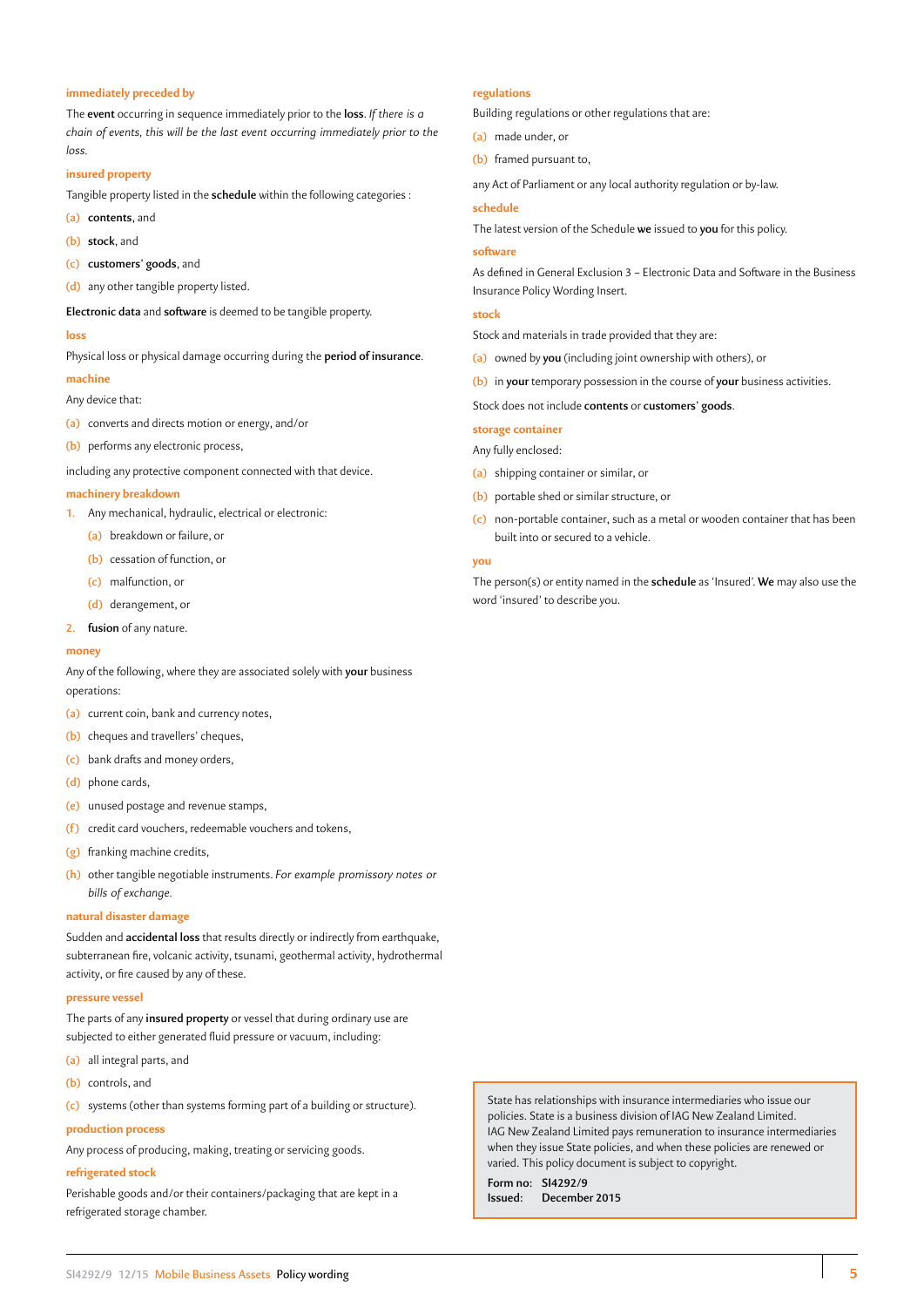### immediately preceded by

The **event** occurring in sequence immediately prior to the **loss**. *If there is a chain of events, this will be the last event occurring immediately prior to the loss.*

### insured property

Tangible property listed in the **schedule** within the following categories :

(a) **contents**, and

(b) **stock**, and

(c) **customers' goods**, and

(d) any other tangible property listed.

**Electronic data** and **software** is deemed to be tangible property.

### loss

Physical loss or physical damage occurring during the **period of insurance**.

### machine

Any device that:

(a) converts and directs motion or energy, and/or

(b) performs any electronic process,

including any protective component connected with that device.

### machinery breakdown

1. Any mechanical, hydraulic, electrical or electronic:
   (a) breakdown or failure, or
   (b) cessation of function, or
   (c) malfunction, or
   (d) derangement, or
2. **fusion** of any nature.

### money

Any of the following, where they are associated solely with **your** business operations:

(a) current coin, bank and currency notes,

(b) cheques and travellers' cheques,

(c) bank drafts and money orders,

(d) phone cards,

(e) unused postage and revenue stamps,

(f) credit card vouchers, redeemable vouchers and tokens,

(g) franking machine credits,

(h) other tangible negotiable instruments. *For example promissory notes or bills of exchange.*

### natural disaster damage

Sudden and **accidental loss** that results directly or indirectly from earthquake, subterranean fire, volcanic activity, tsunami, geothermal activity, hydrothermal activity, or fire caused by any of these.

### pressure vessel

The parts of any **insured property** or vessel that during ordinary use are subjected to either generated fluid pressure or vacuum, including:

(a) all integral parts, and

(b) controls, and

(c) systems (other than systems forming part of a building or structure).

### production process

Any process of producing, making, treating or servicing goods.

### refrigerated stock

Perishable goods and/or their containers/packaging that are kept in a refrigerated storage chamber.

### regulations

Building regulations or other regulations that are:

(a) made under, or

(b) framed pursuant to,

any Act of Parliament or any local authority regulation or by-law.

### schedule

The latest version of the Schedule **we** issued to **you** for this policy.

### software

As defined in General Exclusion 3 – Electronic Data and Software in the Business Insurance Policy Wording Insert.

### stock

Stock and materials in trade provided that they are:

(a) owned by **you** (including joint ownership with others), or

(b) in **your** temporary possession in the course of **your** business activities.

Stock does not include **contents** or **customers' goods**.

### storage container

Any fully enclosed:

(a) shipping container or similar, or

(b) portable shed or similar structure, or

(c) non-portable container, such as a metal or wooden container that has been built into or secured to a vehicle.

### you

The person(s) or entity named in the **schedule** as 'Insured'. **We** may also use the word 'insured' to describe you.

State has relationships with insurance intermediaries who issue our policies. State is a business division of IAG New Zealand Limited. IAG New Zealand Limited pays remuneration to insurance intermediaries when they issue State policies, and when these policies are renewed or varied. This policy document is subject to copyright.

**Form no:** SI4292/9
**Issued:** December 2015